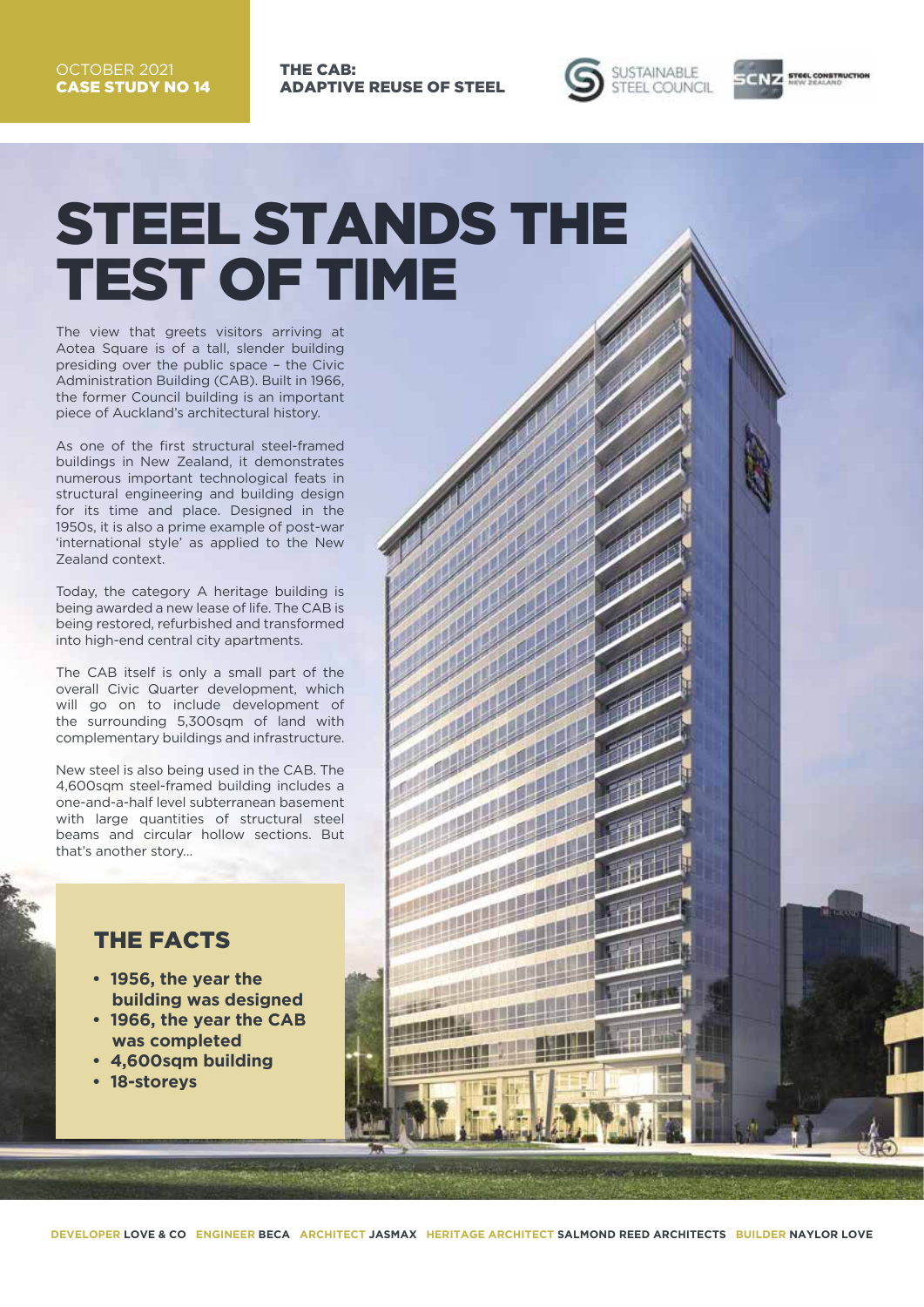OCTOBER 2021
**CASE STUDY NO 14**

**THE CAB:
ADAPTIVE REUSE OF STEEL**

SUSTAINABLE STEEL COUNCIL

SCNZ STEEL CONSTRUCTION NEW ZEALAND

# STEEL STANDS THE TEST OF TIME

The view that greets visitors arriving at Aotea Square is of a tall, slender building presiding over the public space – the Civic Administration Building (CAB). Built in 1966, the former Council building is an important piece of Auckland's architectural history.

As one of the first structural steel-framed buildings in New Zealand, it demonstrates numerous important technological feats in structural engineering and building design for its time and place. Designed in the 1950s, it is also a prime example of post-war 'international style' as applied to the New Zealand context.

Today, the category A heritage building is being awarded a new lease of life. The CAB is being restored, refurbished and transformed into high-end central city apartments.

The CAB itself is only a small part of the overall Civic Quarter development, which will go on to include development of the surrounding 5,300sqm of land with complementary buildings and infrastructure.

New steel is also being used in the CAB. The 4,600sqm steel-framed building includes a one-and-a-half level subterranean basement with large quantities of structural steel beams and circular hollow sections. But that's another story...

## THE FACTS

- **1956, the year the building was designed**
- **1966, the year the CAB was completed**
- **4,600sqm building**
- **18-storeys**

**DEVELOPER** LOVE & CO **ENGINEER** BECA **ARCHITECT** JASMAX **HERITAGE ARCHITECT** SALMOND REED ARCHITECTS **BUILDER** NAYLOR LOVE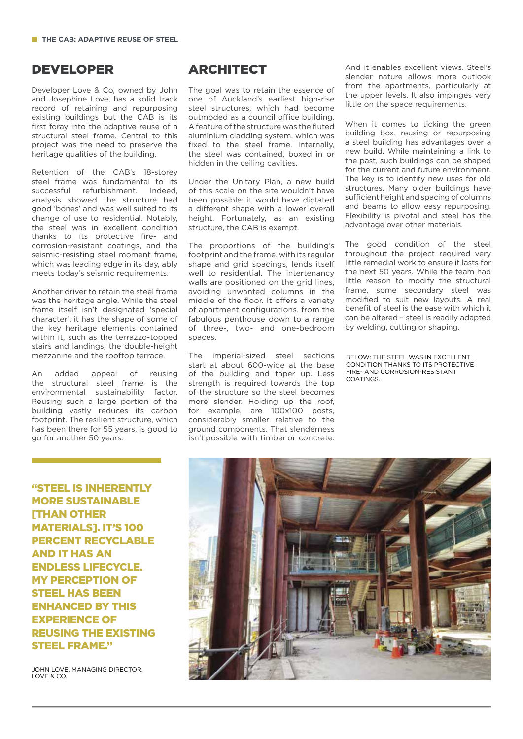## DEVELOPER

Developer Love & Co, owned by John and Josephine Love, has a solid track record of retaining and repurposing existing buildings but the CAB is its first foray into the adaptive reuse of a structural steel frame. Central to this project was the need to preserve the heritage qualities of the building.

Retention of the CAB's 18-storey steel frame was fundamental to its successful refurbishment. Indeed, analysis showed the structure had good 'bones' and was well suited to its change of use to residential. Notably, the steel was in excellent condition thanks to its protective fire- and corrosion-resistant coatings, and the seismic-resisting steel moment frame, which was leading edge in its day, ably meets today's seismic requirements.

Another driver to retain the steel frame was the heritage angle. While the steel frame itself isn't designated 'special character', it has the shape of some of the key heritage elements contained within it, such as the terrazzo-topped stairs and landings, the double-height mezzanine and the rooftop terrace.

An added appeal of reusing the structural steel frame is the environmental sustainability factor. Reusing such a large portion of the building vastly reduces its carbon footprint. The resilient structure, which has been there for 55 years, is good to go for another 50 years.

## ARCHITECT

The goal was to retain the essence of one of Auckland's earliest high-rise steel structures, which had become outmoded as a council office building. A feature of the structure was the fluted aluminium cladding system, which was fixed to the steel frame. Internally, the steel was contained, boxed in or hidden in the ceiling cavities.

Under the Unitary Plan, a new build of this scale on the site wouldn't have been possible; it would have dictated a different shape with a lower overall height. Fortunately, as an existing structure, the CAB is exempt.

The proportions of the building's footprint and the frame, with its regular shape and grid spacings, lends itself well to residential. The intertenancy walls are positioned on the grid lines, avoiding unwanted columns in the middle of the floor. It offers a variety of apartment configurations, from the fabulous penthouse down to a range of three-, two- and one-bedroom spaces.

The imperial-sized steel sections start at about 600-wide at the base of the building and taper up. Less strength is required towards the top of the structure so the steel becomes more slender. Holding up the roof, for example, are 100x100 posts, considerably smaller relative to the ground components. That slenderness isn't possible with timber or concrete.

And it enables excellent views. Steel's slender nature allows more outlook from the apartments, particularly at the upper levels. It also impinges very little on the space requirements.

When it comes to ticking the green building box, reusing or repurposing a steel building has advantages over a new build. While maintaining a link to the past, such buildings can be shaped for the current and future environment. The key is to identify new uses for old structures. Many older buildings have sufficient height and spacing of columns and beams to allow easy repurposing. Flexibility is pivotal and steel has the advantage over other materials.

The good condition of the steel throughout the project required very little remedial work to ensure it lasts for the next 50 years. While the team had little reason to modify the structural frame, some secondary steel was modified to suit new layouts. A real benefit of steel is the ease with which it can be altered – steel is readily adapted by welding, cutting or shaping.

BELOW: THE STEEL WAS IN EXCELLENT CONDITION THANKS TO ITS PROTECTIVE FIRE- AND CORROSION-RESISTANT COATINGS.

**"STEEL IS INHERENTLY MORE SUSTAINABLE [THAN OTHER MATERIALS]. IT'S 100 PERCENT RECYCLABLE AND IT HAS AN ENDLESS LIFECYCLE. MY PERCEPTION OF STEEL HAS BEEN ENHANCED BY THIS EXPERIENCE OF REUSING THE EXISTING STEEL FRAME."**

JOHN LOVE, MANAGING DIRECTOR, LOVE & CO.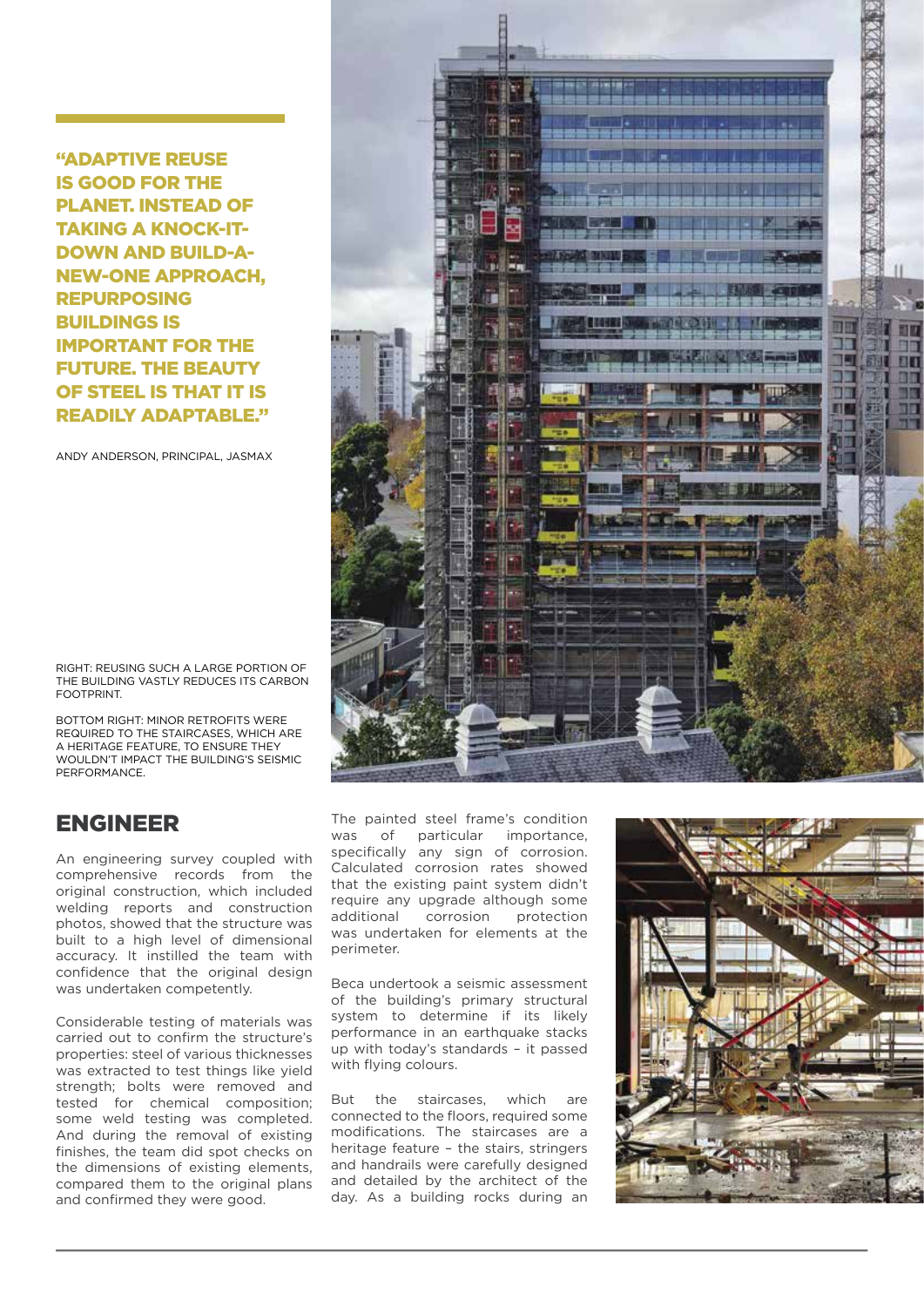**"ADAPTIVE REUSE IS GOOD FOR THE PLANET. INSTEAD OF TAKING A KNOCK-IT-DOWN AND BUILD-A-NEW-ONE APPROACH, REPURPOSING BUILDINGS IS IMPORTANT FOR THE FUTURE. THE BEAUTY OF STEEL IS THAT IT IS READILY ADAPTABLE."**

ANDY ANDERSON, PRINCIPAL, JASMAX

RIGHT: REUSING SUCH A LARGE PORTION OF THE BUILDING VASTLY REDUCES ITS CARBON FOOTPRINT.

BOTTOM RIGHT: MINOR RETROFITS WERE REQUIRED TO THE STAIRCASES, WHICH ARE A HERITAGE FEATURE, TO ENSURE THEY WOULDN'T IMPACT THE BUILDING'S SEISMIC PERFORMANCE.

## ENGINEER

An engineering survey coupled with comprehensive records from the original construction, which included welding reports and construction photos, showed that the structure was built to a high level of dimensional accuracy. It instilled the team with confidence that the original design was undertaken competently.

Considerable testing of materials was carried out to confirm the structure's properties: steel of various thicknesses was extracted to test things like yield strength; bolts were removed and tested for chemical composition; some weld testing was completed. And during the removal of existing finishes, the team did spot checks on the dimensions of existing elements, compared them to the original plans and confirmed they were good.

The painted steel frame's condition was of particular importance, specifically any sign of corrosion. Calculated corrosion rates showed that the existing paint system didn't require any upgrade although some additional corrosion protection was undertaken for elements at the perimeter.

Beca undertook a seismic assessment of the building's primary structural system to determine if its likely performance in an earthquake stacks up with today's standards – it passed with flying colours.

But the staircases, which are connected to the floors, required some modifications. The staircases are a heritage feature – the stairs, stringers and handrails were carefully designed and detailed by the architect of the day. As a building rocks during an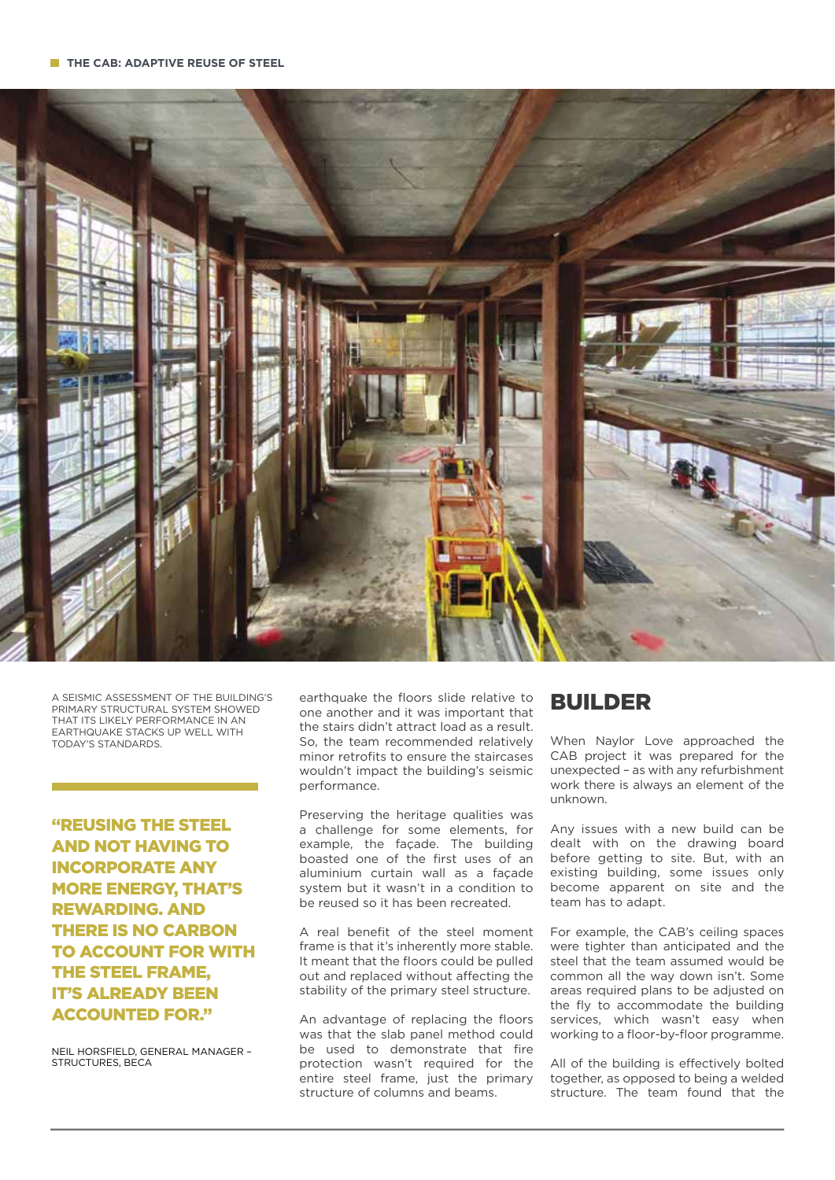A SEISMIC ASSESSMENT OF THE BUILDING'S PRIMARY STRUCTURAL SYSTEM SHOWED THAT ITS LIKELY PERFORMANCE IN AN EARTHQUAKE STACKS UP WELL WITH TODAY'S STANDARDS.

**"REUSING THE STEEL AND NOT HAVING TO INCORPORATE ANY MORE ENERGY, THAT'S REWARDING. AND THERE IS NO CARBON TO ACCOUNT FOR WITH THE STEEL FRAME, IT'S ALREADY BEEN ACCOUNTED FOR."**

NEIL HORSFIELD, GENERAL MANAGER – STRUCTURES, BECA

earthquake the floors slide relative to one another and it was important that the stairs didn't attract load as a result. So, the team recommended relatively minor retrofits to ensure the staircases wouldn't impact the building's seismic performance.

Preserving the heritage qualities was a challenge for some elements, for example, the façade. The building boasted one of the first uses of an aluminium curtain wall as a façade system but it wasn't in a condition to be reused so it has been recreated.

A real benefit of the steel moment frame is that it's inherently more stable. It meant that the floors could be pulled out and replaced without affecting the stability of the primary steel structure.

An advantage of replacing the floors was that the slab panel method could be used to demonstrate that fire protection wasn't required for the entire steel frame, just the primary structure of columns and beams.

## BUILDER

When Naylor Love approached the CAB project it was prepared for the unexpected – as with any refurbishment work there is always an element of the unknown.

Any issues with a new build can be dealt with on the drawing board before getting to site. But, with an existing building, some issues only become apparent on site and the team has to adapt.

For example, the CAB's ceiling spaces were tighter than anticipated and the steel that the team assumed would be common all the way down isn't. Some areas required plans to be adjusted on the fly to accommodate the building services, which wasn't easy when working to a floor-by-floor programme.

All of the building is effectively bolted together, as opposed to being a welded structure. The team found that the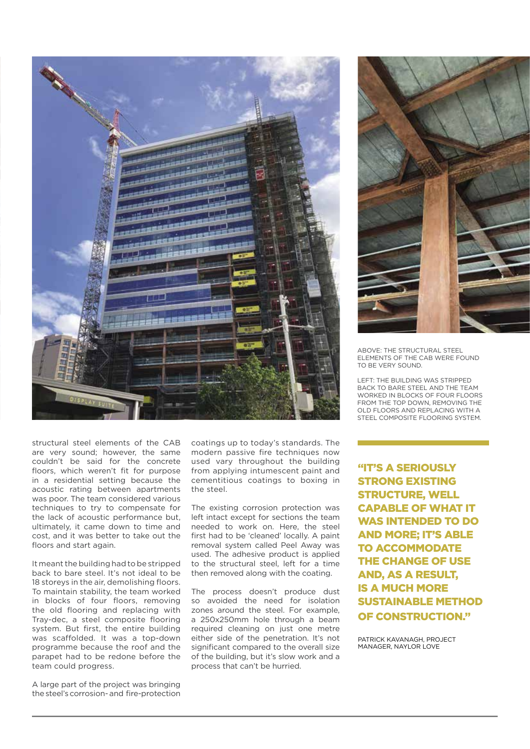ABOVE: THE STRUCTURAL STEEL ELEMENTS OF THE CAB WERE FOUND TO BE VERY SOUND.

LEFT: THE BUILDING WAS STRIPPED BACK TO BARE STEEL AND THE TEAM WORKED IN BLOCKS OF FOUR FLOORS FROM THE TOP DOWN, REMOVING THE OLD FLOORS AND REPLACING WITH A STEEL COMPOSITE FLOORING SYSTEM.

structural steel elements of the CAB are very sound; however, the same couldn't be said for the concrete floors, which weren't fit for purpose in a residential setting because the acoustic rating between apartments was poor. The team considered various techniques to try to compensate for the lack of acoustic performance but, ultimately, it came down to time and cost, and it was better to take out the floors and start again.

It meant the building had to be stripped back to bare steel. It's not ideal to be 18 storeys in the air, demolishing floors. To maintain stability, the team worked in blocks of four floors, removing the old flooring and replacing with Tray-dec, a steel composite flooring system. But first, the entire building was scaffolded. It was a top-down programme because the roof and the parapet had to be redone before the team could progress.

A large part of the project was bringing the steel's corrosion- and fire-protection coatings up to today's standards. The modern passive fire techniques now used vary throughout the building from applying intumescent paint and cementitious coatings to boxing in the steel.

The existing corrosion protection was left intact except for sections the team needed to work on. Here, the steel first had to be 'cleaned' locally. A paint removal system called Peel Away was used. The adhesive product is applied to the structural steel, left for a time then removed along with the coating.

The process doesn't produce dust so avoided the need for isolation zones around the steel. For example, a 250x250mm hole through a beam required cleaning on just one metre either side of the penetration. It's not significant compared to the overall size of the building, but it's slow work and a process that can't be hurried.

**"IT'S A SERIOUSLY STRONG EXISTING STRUCTURE, WELL CAPABLE OF WHAT IT WAS INTENDED TO DO AND MORE; IT'S ABLE TO ACCOMMODATE THE CHANGE OF USE AND, AS A RESULT, IS A MUCH MORE SUSTAINABLE METHOD OF CONSTRUCTION."**

PATRICK KAVANAGH, PROJECT MANAGER, NAYLOR LOVE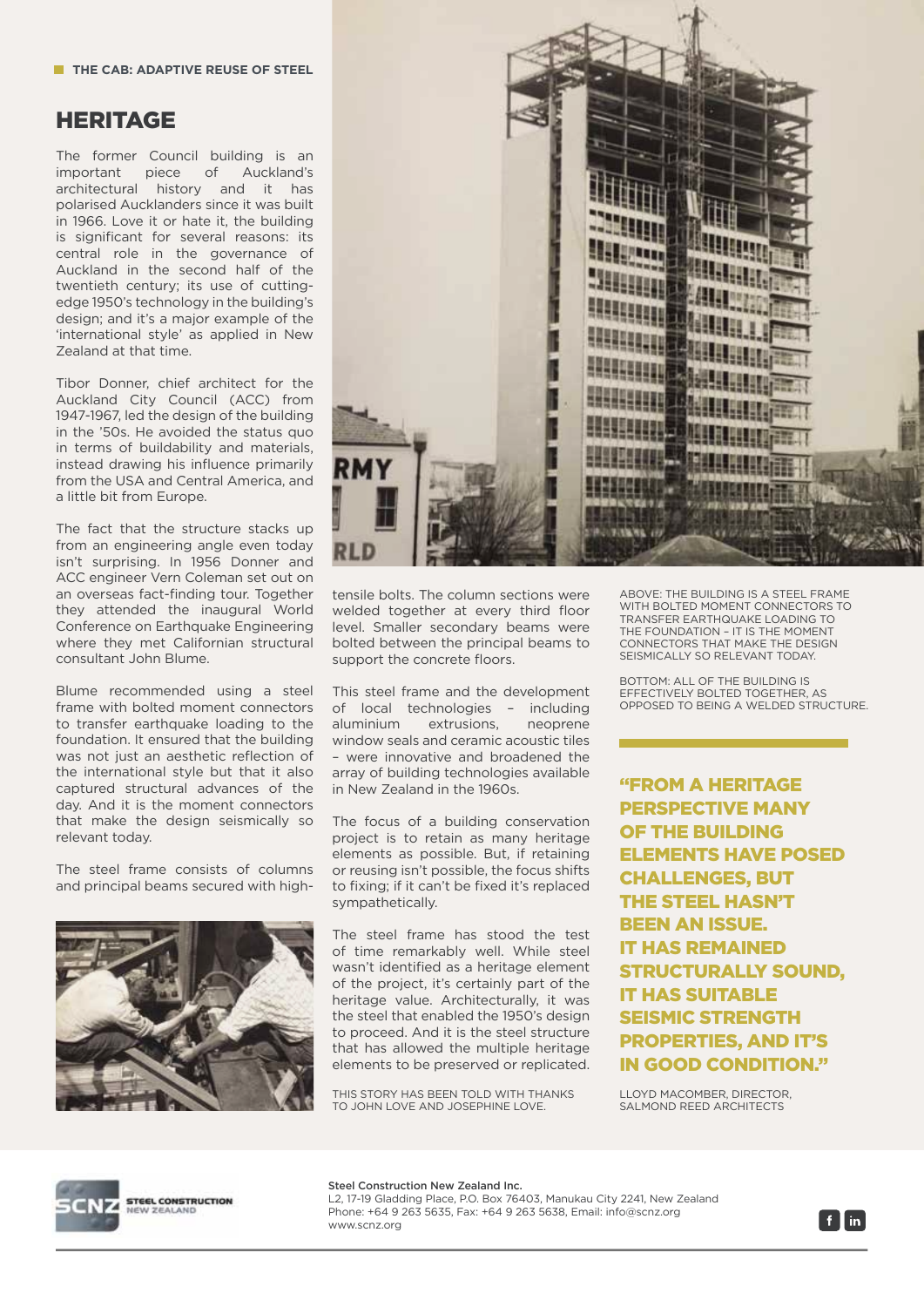## HERITAGE

The former Council building is an important piece of Auckland's architectural history and it has polarised Aucklanders since it was built in 1966. Love it or hate it, the building is significant for several reasons: its central role in the governance of Auckland in the second half of the twentieth century; its use of cutting-edge 1950's technology in the building's design; and it's a major example of the 'international style' as applied in New Zealand at that time.

Tibor Donner, chief architect for the Auckland City Council (ACC) from 1947-1967, led the design of the building in the '50s. He avoided the status quo in terms of buildability and materials, instead drawing his influence primarily from the USA and Central America, and a little bit from Europe.

The fact that the structure stacks up from an engineering angle even today isn't surprising. In 1956 Donner and ACC engineer Vern Coleman set out on an overseas fact-finding tour. Together they attended the inaugural World Conference on Earthquake Engineering where they met Californian structural consultant John Blume.

Blume recommended using a steel frame with bolted moment connectors to transfer earthquake loading to the foundation. It ensured that the building was not just an aesthetic reflection of the international style but that it also captured structural advances of the day. And it is the moment connectors that make the design seismically so relevant today.

The steel frame consists of columns and principal beams secured with high-tensile bolts. The column sections were welded together at every third floor level. Smaller secondary beams were bolted between the principal beams to support the concrete floors.

This steel frame and the development of local technologies – including aluminium extrusions, neoprene window seals and ceramic acoustic tiles – were innovative and broadened the array of building technologies available in New Zealand in the 1960s.

The focus of a building conservation project is to retain as many heritage elements as possible. But, if retaining or reusing isn't possible, the focus shifts to fixing; if it can't be fixed it's replaced sympathetically.

The steel frame has stood the test of time remarkably well. While steel wasn't identified as a heritage element of the project, it's certainly part of the heritage value. Architecturally, it was the steel that enabled the 1950's design to proceed. And it is the steel structure that has allowed the multiple heritage elements to be preserved or replicated.

THIS STORY HAS BEEN TOLD WITH THANKS TO JOHN LOVE AND JOSEPHINE LOVE.

ABOVE: THE BUILDING IS A STEEL FRAME WITH BOLTED MOMENT CONNECTORS TO TRANSFER EARTHQUAKE LOADING TO THE FOUNDATION – IT IS THE MOMENT CONNECTORS THAT MAKE THE DESIGN SEISMICALLY SO RELEVANT TODAY.

BOTTOM: ALL OF THE BUILDING IS EFFECTIVELY BOLTED TOGETHER, AS OPPOSED TO BEING A WELDED STRUCTURE.

**"FROM A HERITAGE PERSPECTIVE MANY OF THE BUILDING ELEMENTS HAVE POSED CHALLENGES, BUT THE STEEL HASN'T BEEN AN ISSUE. IT HAS REMAINED STRUCTURALLY SOUND, IT HAS SUITABLE SEISMIC STRENGTH PROPERTIES, AND IT'S IN GOOD CONDITION."**

LLOYD MACOMBER, DIRECTOR, SALMOND REED ARCHITECTS

**Steel Construction New Zealand Inc.**
L2, 17-19 Gladding Place, P.O. Box 76403, Manukau City 2241, New Zealand
Phone: +64 9 263 5635, Fax: +64 9 263 5638, Email: info@scnz.org
www.scnz.org